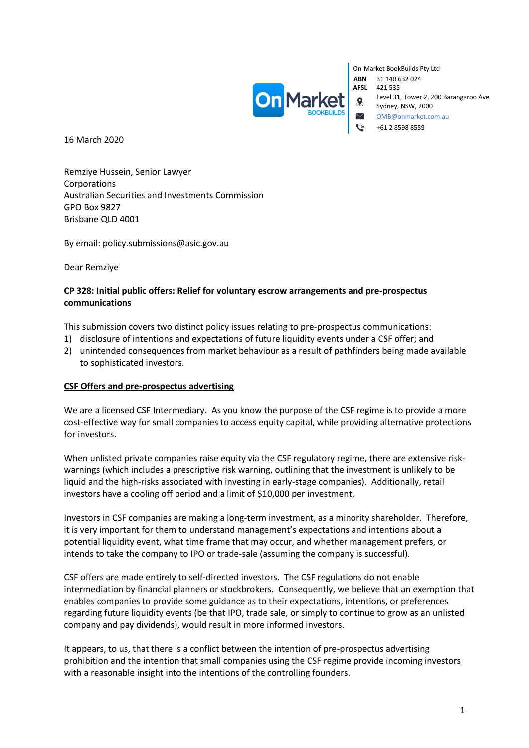On-Market BookBuilds Pty Ltd
**ABN** 31 140 632 024
**AFSL** 421 535
Level 31, Tower 2, 200 Barangaroo Ave
Sydney, NSW, 2000
OMB@onmarket.com.au
+61 2 8598 8559

16 March 2020

Remziye Hussein, Senior Lawyer
Corporations
Australian Securities and Investments Commission
GPO Box 9827
Brisbane QLD 4001

By email: policy.submissions@asic.gov.au

Dear Remziye

**CP 328: Initial public offers: Relief for voluntary escrow arrangements and pre-prospectus communications**

This submission covers two distinct policy issues relating to pre-prospectus communications:

1) disclosure of intentions and expectations of future liquidity events under a CSF offer; and
2) unintended consequences from market behaviour as a result of pathfinders being made available to sophisticated investors.

**<u>CSF Offers and pre-prospectus advertising</u>**

We are a licensed CSF Intermediary. As you know the purpose of the CSF regime is to provide a more cost-effective way for small companies to access equity capital, while providing alternative protections for investors.

When unlisted private companies raise equity via the CSF regulatory regime, there are extensive risk-warnings (which includes a prescriptive risk warning, outlining that the investment is unlikely to be liquid and the high-risks associated with investing in early-stage companies). Additionally, retail investors have a cooling off period and a limit of $10,000 per investment.

Investors in CSF companies are making a long-term investment, as a minority shareholder. Therefore, it is very important for them to understand management's expectations and intentions about a potential liquidity event, what time frame that may occur, and whether management prefers, or intends to take the company to IPO or trade-sale (assuming the company is successful).

CSF offers are made entirely to self-directed investors. The CSF regulations do not enable intermediation by financial planners or stockbrokers. Consequently, we believe that an exemption that enables companies to provide some guidance as to their expectations, intentions, or preferences regarding future liquidity events (be that IPO, trade sale, or simply to continue to grow as an unlisted company and pay dividends), would result in more informed investors.

It appears, to us, that there is a conflict between the intention of pre-prospectus advertising prohibition and the intention that small companies using the CSF regime provide incoming investors with a reasonable insight into the intentions of the controlling founders.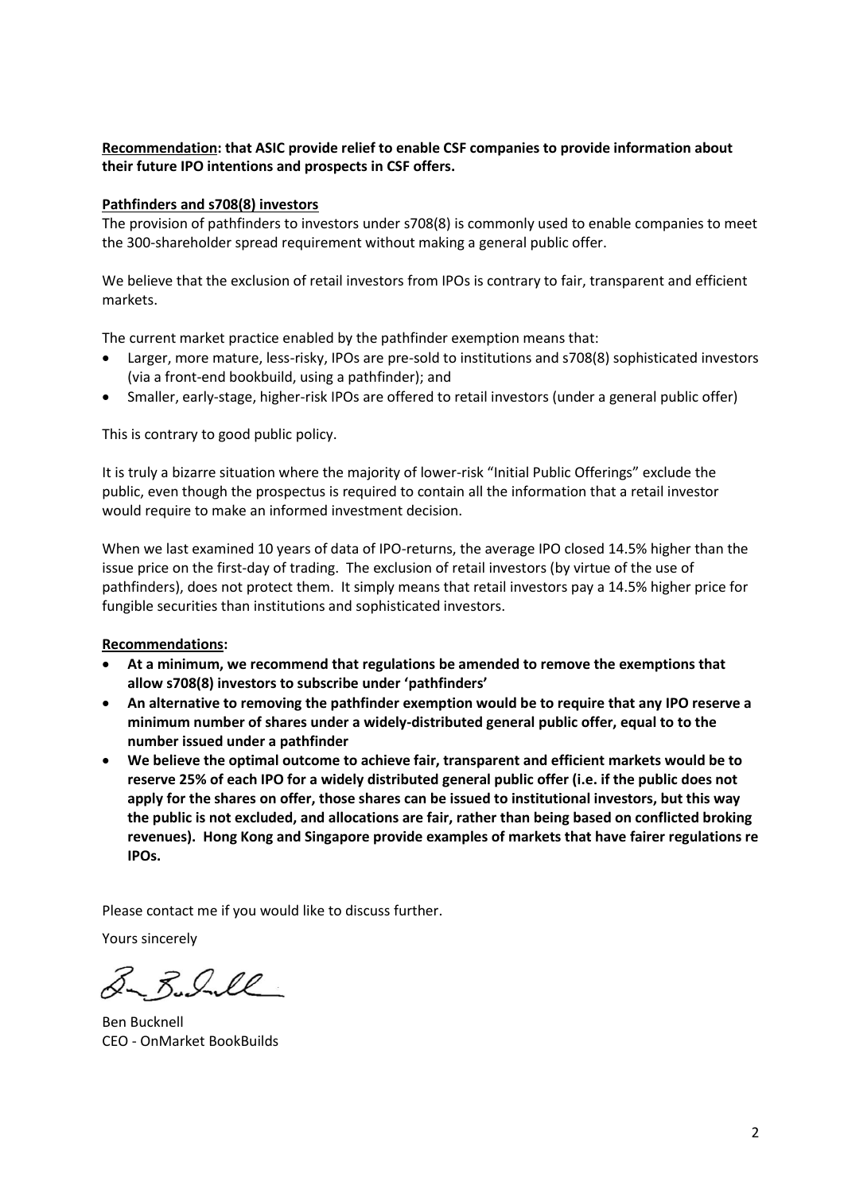**<u>Recommendation</u>: that ASIC provide relief to enable CSF companies to provide information about their future IPO intentions and prospects in CSF offers.**

**<u>Pathfinders and s708(8) investors</u>**

The provision of pathfinders to investors under s708(8) is commonly used to enable companies to meet the 300-shareholder spread requirement without making a general public offer.

We believe that the exclusion of retail investors from IPOs is contrary to fair, transparent and efficient markets.

The current market practice enabled by the pathfinder exemption means that:

- Larger, more mature, less-risky, IPOs are pre-sold to institutions and s708(8) sophisticated investors (via a front-end bookbuild, using a pathfinder); and
- Smaller, early-stage, higher-risk IPOs are offered to retail investors (under a general public offer)

This is contrary to good public policy.

It is truly a bizarre situation where the majority of lower-risk "Initial Public Offerings" exclude the public, even though the prospectus is required to contain all the information that a retail investor would require to make an informed investment decision.

When we last examined 10 years of data of IPO-returns, the average IPO closed 14.5% higher than the issue price on the first-day of trading. The exclusion of retail investors (by virtue of the use of pathfinders), does not protect them. It simply means that retail investors pay a 14.5% higher price for fungible securities than institutions and sophisticated investors.

**<u>Recommendations</u>:**

- **At a minimum, we recommend that regulations be amended to remove the exemptions that allow s708(8) investors to subscribe under 'pathfinders'**
- **An alternative to removing the pathfinder exemption would be to require that any IPO reserve a minimum number of shares under a widely-distributed general public offer, equal to to the number issued under a pathfinder**
- **We believe the optimal outcome to achieve fair, transparent and efficient markets would be to reserve 25% of each IPO for a widely distributed general public offer (i.e. if the public does not apply for the shares on offer, those shares can be issued to institutional investors, but this way the public is not excluded, and allocations are fair, rather than being based on conflicted broking revenues). Hong Kong and Singapore provide examples of markets that have fairer regulations re IPOs.**

Please contact me if you would like to discuss further.

Yours sincerely

Ben Bucknell
CEO - OnMarket BookBuilds